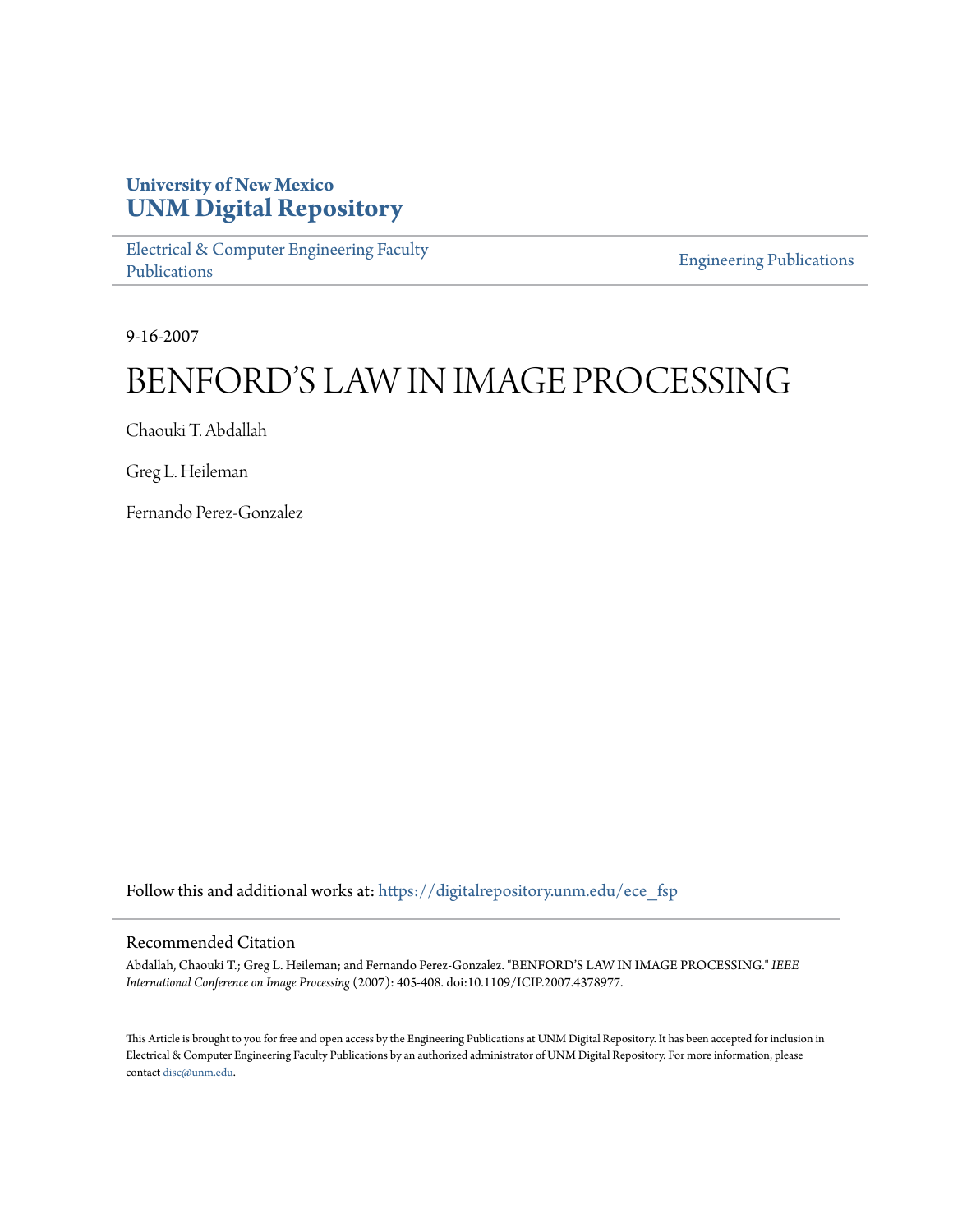University of New Mexico
**UNM Digital Repository**

Electrical & Computer Engineering Faculty Publications

Engineering Publications

9-16-2007

# BENFORD'S LAW IN IMAGE PROCESSING

Chaouki T. Abdallah

Greg L. Heileman

Fernando Perez-Gonzalez

Follow this and additional works at: https://digitalrepository.unm.edu/ece_fsp

## Recommended Citation

Abdallah, Chaouki T.; Greg L. Heileman; and Fernando Perez-Gonzalez. "BENFORD'S LAW IN IMAGE PROCESSING." *IEEE International Conference on Image Processing* (2007): 405-408. doi:10.1109/ICIP.2007.4378977.

This Article is brought to you for free and open access by the Engineering Publications at UNM Digital Repository. It has been accepted for inclusion in Electrical & Computer Engineering Faculty Publications by an authorized administrator of UNM Digital Repository. For more information, please contact disc@unm.edu.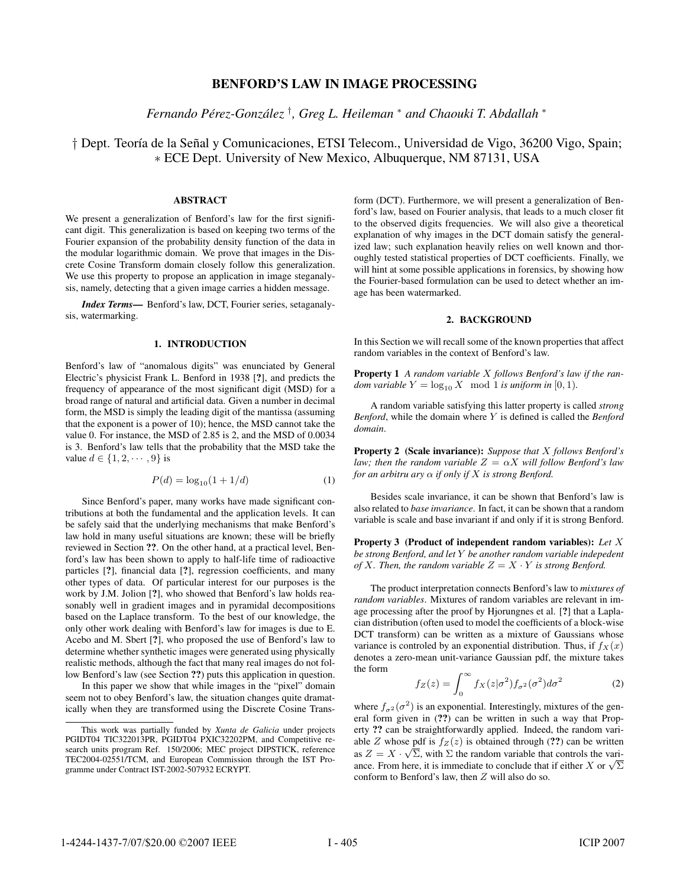# BENFORD'S LAW IN IMAGE PROCESSING

*Fernando Pérez-González †, Greg L. Heileman * and Chaouki T. Abdallah **

† Dept. Teoría de la Señal y Comunicaciones, ETSI Telecom., Universidad de Vigo, 36200 Vigo, Spain;
* ECE Dept. University of New Mexico, Albuquerque, NM 87131, USA

## ABSTRACT

We present a generalization of Benford's law for the first significant digit. This generalization is based on keeping two terms of the Fourier expansion of the probability density function of the data in the modular logarithmic domain. We prove that images in the Discrete Cosine Transform domain closely follow this generalization. We use this property to propose an application in image steganalysis, namely, detecting that a given image carries a hidden message.

***Index Terms***— Benford's law, DCT, Fourier series, setaganalysis, watermarking.

## 1. INTRODUCTION

Benford's law of "anomalous digits" was enunciated by General Electric's physicist Frank L. Benford in 1938 [?], and predicts the frequency of appearance of the most significant digit (MSD) for a broad range of natural and artificial data. Given a number in decimal form, the MSD is simply the leading digit of the mantissa (assuming that the exponent is a power of 10); hence, the MSD cannot take the value 0. For instance, the MSD of 2.85 is 2, and the MSD of 0.0034 is 3. Benford's law tells that the probability that the MSD take the value $d \in \{1, 2, \cdots, 9\}$ is

$$P(d) = \log_{10}(1 + 1/d) \tag{1}$$

Since Benford's paper, many works have made significant contributions at both the fundamental and the application levels. It can be safely said that the underlying mechanisms that make Benford's law hold in many useful situations are known; these will be briefly reviewed in Section **??**. On the other hand, at a practical level, Benford's law has been shown to apply to half-life time of radioactive particles [?], financial data [?], regression coefficients, and many other types of data. Of particular interest for our purposes is the work by J.M. Jolion [?], who showed that Benford's law holds reasonably well in gradient images and in pyramidal decompositions based on the Laplace transform. To the best of our knowledge, the only other work dealing with Benford's law for images is due to E. Acebo and M. Sbert [?], who proposed the use of Benford's law to determine whether synthetic images were generated using physically realistic methods, although the fact that many real images do not follow Benford's law (see Section **??**) puts this application in question.

In this paper we show that while images in the "pixel" domain seem not to obey Benford's law, the situation changes quite dramatically when they are transformed using the Discrete Cosine Transform (DCT). Furthermore, we will present a generalization of Benford's law, based on Fourier analysis, that leads to a much closer fit to the observed digits frequencies. We will also give a theoretical explanation of why images in the DCT domain satisfy the generalized law; such explanation heavily relies on well known and thoroughly tested statistical properties of DCT coefficients. Finally, we will hint at some possible applications in forensics, by showing how the Fourier-based formulation can be used to detect whether an image has been watermarked.

This work was partially funded by *Xunta de Galicia* under projects PGIDT04 TIC322013PR, PGIDT04 PXIC32202PM, and Competitive research units program Ref. 150/2006; MEC project DIPSTICK, reference TEC2004-02551/TCM, and European Commission through the IST Programme under Contract IST-2002-507932 ECRYPT.

## 2. BACKGROUND

In this Section we will recall some of the known properties that affect random variables in the context of Benford's law.

**Property 1** *A random variable $X$ follows Benford's law if the random variable $Y = \log_{10} X \mod 1$ is uniform in $[0, 1)$.*

A random variable satisfying this latter property is called *strong Benford*, while the domain where $Y$ is defined is called the *Benford domain*.

**Property 2 (Scale invariance):** *Suppose that $X$ follows Benford's law; then the random variable $Z = \alpha X$ will follow Benford's law for an arbitru ary $\alpha$ if only if $X$ is strong Benford.*

Besides scale invariance, it can be shown that Benford's law is also related to *base invariance*. In fact, it can be shown that a random variable is scale and base invariant if and only if it is strong Benford.

**Property 3 (Product of independent random variables):** *Let $X$ be strong Benford, and let $Y$ be another random variable indepedent of $X$. Then, the random variable $Z = X \cdot Y$ is strong Benford.*

The product interpretation connects Benford's law to *mixtures of random variables*. Mixtures of random variables are relevant in image processing after the proof by Hjorungnes et al. [?] that a Laplacian distribution (often used to model the coefficients of a block-wise DCT transform) can be written as a mixture of Gaussians whose variance is controled by an exponential distribution. Thus, if $f_X(x)$ denotes a zero-mean unit-variance Gaussian pdf, the mixture takes the form

$$f_Z(z) = \int_0^\infty f_X(z|\sigma^2) f_{\sigma^2}(\sigma^2) d\sigma^2 \tag{2}$$

where $f_{\sigma^2}(\sigma^2)$ is an exponential. Interestingly, mixtures of the general form given in (**??**) can be written in such a way that Property **??** can be straightforwardly applied. Indeed, the random variable $Z$ whose pdf is $f_Z(z)$ is obtained through (**??**) can be written as $Z = X \cdot \sqrt{\Sigma}$, with $\Sigma$ the random variable that controls the variance. From here, it is immediate to conclude that if either $X$ or $\sqrt{\Sigma}$ conform to Benford's law, then $Z$ will also do so.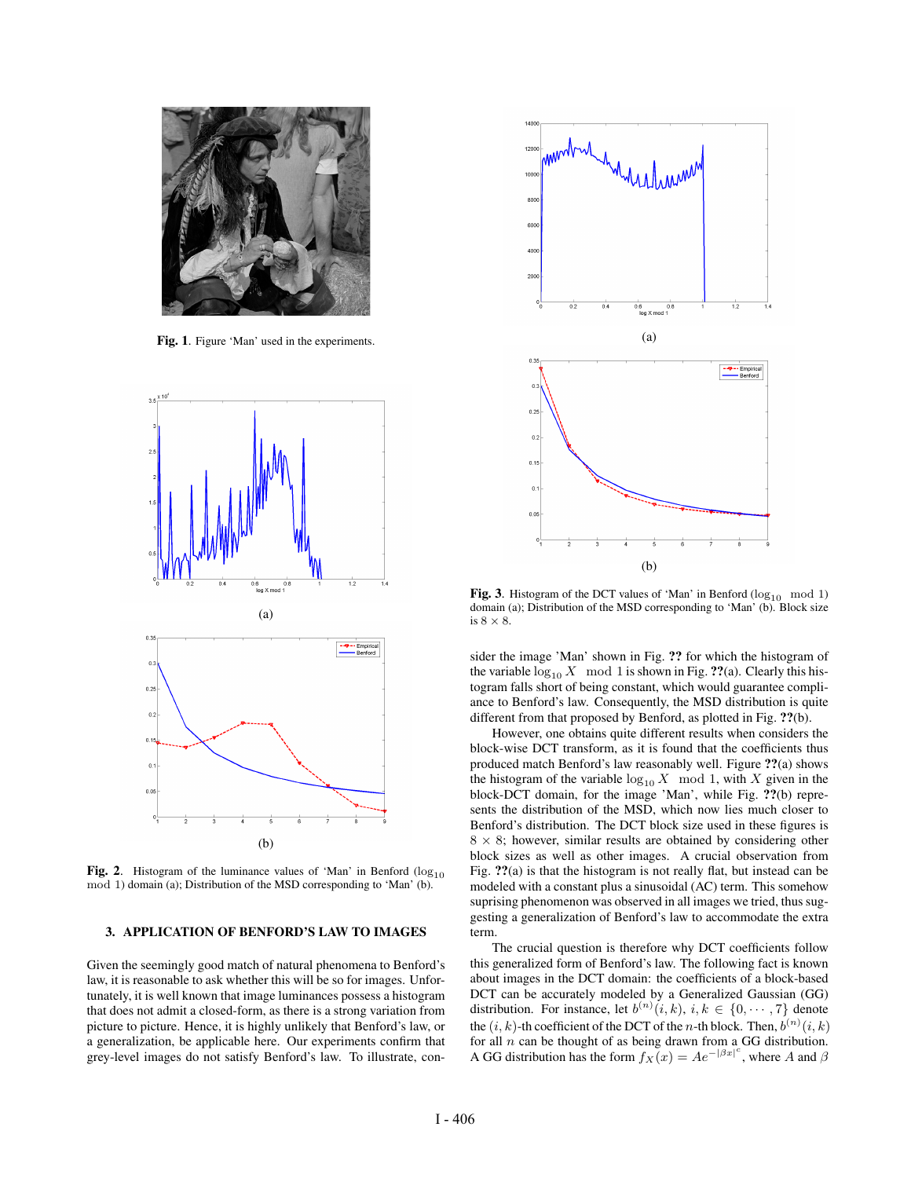**Fig. 1**. Figure 'Man' used in the experiments.

x 10^4
3.5
3
2.5
2
1.5
1
0.5
0
0 0.2 0.4 0.6 0.8 1 1.2 1.4
log X mod 1

(a)

0.35
0.3
0.25
0.2
0.15
0.1
0.05
0
1 2 3 4 5 6 7 8 9
Empirical
Benford

(b)

**Fig. 2**. Histogram of the luminance values of 'Man' in Benford ($\log_{10} \mod 1$) domain (a); Distribution of the MSD corresponding to 'Man' (b).

## 3. APPLICATION OF BENFORD'S LAW TO IMAGES

Given the seemingly good match of natural phenomena to Benford's law, it is reasonable to ask whether this will be so for images. Unfortunately, it is well known that image luminances possess a histogram that does not admit a closed-form, as there is a strong variation from picture to picture. Hence, it is highly unlikely that Benford's law, or a generalization, be applicable here. Our experiments confirm that grey-level images do not satisfy Benford's law. To illustrate, consider the image 'Man' shown in Fig. ?? for which the histogram of the variable $\log_{10} X \mod 1$ is shown in Fig. ??(a). Clearly this histogram falls short of being constant, which would guarantee compliance to Benford's law. Consequently, the MSD distribution is quite different from that proposed by Benford, as plotted in Fig. ??(b).

14000
12000
10000
8000
6000
4000
2000
0
0 0.2 0.4 0.6 0.8 1 1.2 1.4
log X mod 1

(a)

0.35
0.3
0.25
0.2
0.15
0.1
0.05
0
1 2 3 4 5 6 7 8 9
Empirical
Benford

(b)

**Fig. 3**. Histogram of the DCT values of 'Man' in Benford ($\log_{10} \mod 1$) domain (a); Distribution of the MSD corresponding to 'Man' (b). Block size is $8 \times 8$.

However, one obtains quite different results when considers the block-wise DCT transform, as it is found that the coefficients thus produced match Benford's law reasonably well. Figure ??(a) shows the histogram of the variable $\log_{10} X \mod 1$, with $X$ given in the block-DCT domain, for the image 'Man', while Fig. ??(b) represents the distribution of the MSD, which now lies much closer to Benford's distribution. The DCT block size used in these figures is $8 \times 8$; however, similar results are obtained by considering other block sizes as well as other images. A crucial observation from Fig. ??(a) is that the histogram is not really flat, but instead can be modeled with a constant plus a sinusoidal (AC) term. This somehow suprising phenomenon was observed in all images we tried, thus suggesting a generalization of Benford's law to accommodate the extra term.

The crucial question is therefore why DCT coefficients follow this generalized form of Benford's law. The following fact is known about images in the DCT domain: the coefficients of a block-based DCT can be accurately modeled by a Generalized Gaussian (GG) distribution. For instance, let $b^{(n)}(i,k)$, $i,k \in \{0, \cdots, 7\}$ denote the $(i,k)$-th coefficient of the DCT of the $n$-th block. Then, $b^{(n)}(i,k)$ for all $n$ can be thought of as being drawn from a GG distribution. A GG distribution has the form $f_X(x) = Ae^{-|\beta x|^c}$, where $A$ and $\beta$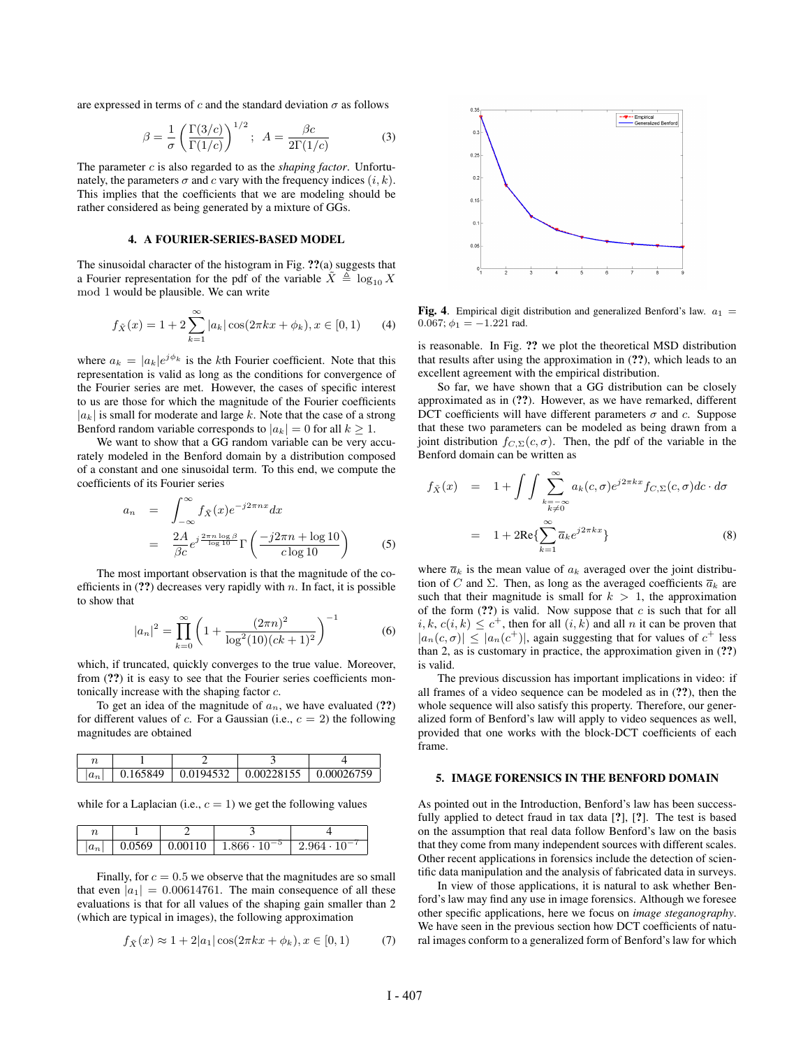are expressed in terms of $c$ and the standard deviation $\sigma$ as follows

$$\beta = \frac{1}{\sigma}\left(\frac{\Gamma(3/c)}{\Gamma(1/c)}\right)^{1/2} \; ; \; A = \frac{\beta c}{2\Gamma(1/c)} \qquad (3)$$

The parameter $c$ is also regarded to as the *shaping factor*. Unfortunately, the parameters $\sigma$ and $c$ vary with the frequency indices $(i, k)$. This implies that the coefficients that we are modeling should be rather considered as being generated by a mixture of GGs.

### 4. A FOURIER-SERIES-BASED MODEL

The sinusoidal character of the histogram in Fig. ??(a) suggests that a Fourier representation for the pdf of the variable $\tilde{X} \triangleq \log_{10} X \mod 1$ would be plausible. We can write

$$f_{\tilde{X}}(x) = 1 + 2\sum_{k=1}^{\infty} |a_k| \cos(2\pi k x + \phi_k), x \in [0, 1) \qquad (4)$$

where $a_k = |a_k|e^{j\phi_k}$ is the $k$th Fourier coefficient. Note that this representation is valid as long as the conditions for convergence of the Fourier series are met. However, the cases of specific interest to us are those for which the magnitude of the Fourier coefficients $|a_k|$ is small for moderate and large $k$. Note that the case of a strong Benford random variable corresponds to $|a_k| = 0$ for all $k \geq 1$.

We want to show that a GG random variable can be very accurately modeled in the Benford domain by a distribution composed of a constant and one sinusoidal term. To this end, we compute the coefficients of its Fourier series

$$\begin{aligned} a_n &= \int_{-\infty}^{\infty} f_{\tilde{X}}(x) e^{-j2\pi n x} dx \\ &= \frac{2A}{\beta c} e^{j\frac{2\pi n \log \beta}{\log 10}} \Gamma\left(\frac{-j2\pi n + \log 10}{c \log 10}\right) \end{aligned} \qquad (5)$$

The most important observation is that the magnitude of the coefficients in (??) decreases very rapidly with $n$. In fact, it is possible to show that

$$|a_n|^2 = \prod_{k=0}^{\infty}\left(1 + \frac{(2\pi n)^2}{\log^2(10)(ck+1)^2}\right)^{-1} \qquad (6)$$

which, if truncated, quickly converges to the true value. Moreover, from (??) it is easy to see that the Fourier series coefficients monotonically increase with the shaping factor $c$.

To get an idea of the magnitude of $a_n$, we have evaluated (??) for different values of $c$. For a Gaussian (i.e., $c = 2$) the following magnitudes are obtained

| $n$ | 1 | 2 | 3 | 4 |
|---|---|---|---|---|
| $\lvert a_n \rvert$ | 0.165849 | 0.0194532 | 0.00228155 | 0.00026759 |

while for a Laplacian (i.e., $c = 1$) we get the following values

| $n$ | 1 | 2 | 3 | 4 |
|---|---|---|---|---|
| $\lvert a_n \rvert$ | 0.0569 | 0.00110 | $1.866 \cdot 10^{-5}$ | $2.964 \cdot 10^{-7}$ |

Finally, for $c = 0.5$ we observe that the magnitudes are so small that even $|a_1| = 0.00614761$. The main consequence of all these evaluations is that for all values of the shaping gain smaller than 2 (which are typical in images), the following approximation

$$f_{\tilde{X}}(x) \approx 1 + 2|a_1|\cos(2\pi k x + \phi_k), x \in [0, 1) \qquad (7)$$

Fig. 4. Empirical digit distribution and generalized Benford's law. $a_1 = 0.067$; $\phi_1 = -1.221$ rad.

is reasonable. In Fig. ?? we plot the theoretical MSD distribution that results after using the approximation in (??), which leads to an excellent agreement with the empirical distribution.

So far, we have shown that a GG distribution can be closely approximated as in (??). However, as we have remarked, different DCT coefficients will have different parameters $\sigma$ and $c$. Suppose that these two parameters can be modeled as being drawn from a joint distribution $f_{C,\Sigma}(c, \sigma)$. Then, the pdf of the variable in the Benford domain can be written as

$$\begin{aligned} f_{\tilde{X}}(x) &= 1 + \int\int \sum_{\substack{k=-\infty \\ k \neq 0}}^{\infty} a_k(c,\sigma) e^{j2\pi k x} f_{C,\Sigma}(c,\sigma) dc \cdot d\sigma \\ &= 1 + 2\text{Re}\{\sum_{k=1}^{\infty} \overline{a}_k e^{j2\pi k x}\} \end{aligned} \qquad (8)$$

where $\overline{a}_k$ is the mean value of $a_k$ averaged over the joint distribution of $C$ and $\Sigma$. Then, as long as the averaged coefficients $\overline{a}_k$ are such that their magnitude is small for $k > 1$, the approximation of the form (??) is valid. Now suppose that $c$ is such that for all $i, k$, $c(i,k) \leq c^+$, then for all $(i,k)$ and all $n$ it can be proven that $|a_n(c,\sigma)| \leq |a_n(c^+)|$, again suggesting that for values of $c^+$ less than 2, as is customary in practice, the approximation given in (??) is valid.

The previous discussion has important implications in video: if all frames of a video sequence can be modeled as in (??), then the whole sequence will also satisfy this property. Therefore, our generalized form of Benford's law will apply to video sequences as well, provided that one works with the block-DCT coefficients of each frame.

### 5. IMAGE FORENSICS IN THE BENFORD DOMAIN

As pointed out in the Introduction, Benford's law has been successfully applied to detect fraud in tax data [?], [?]. The test is based on the assumption that real data follow Benford's law on the basis that they come from many independent sources with different scales. Other recent applications in forensics include the detection of scientific data manipulation and the analysis of fabricated data in surveys.

In view of those applications, it is natural to ask whether Benford's law may find any use in image forensics. Although we foresee other specific applications, here we focus on *image steganography*. We have seen in the previous section how DCT coefficients of natural images conform to a generalized form of Benford's law for which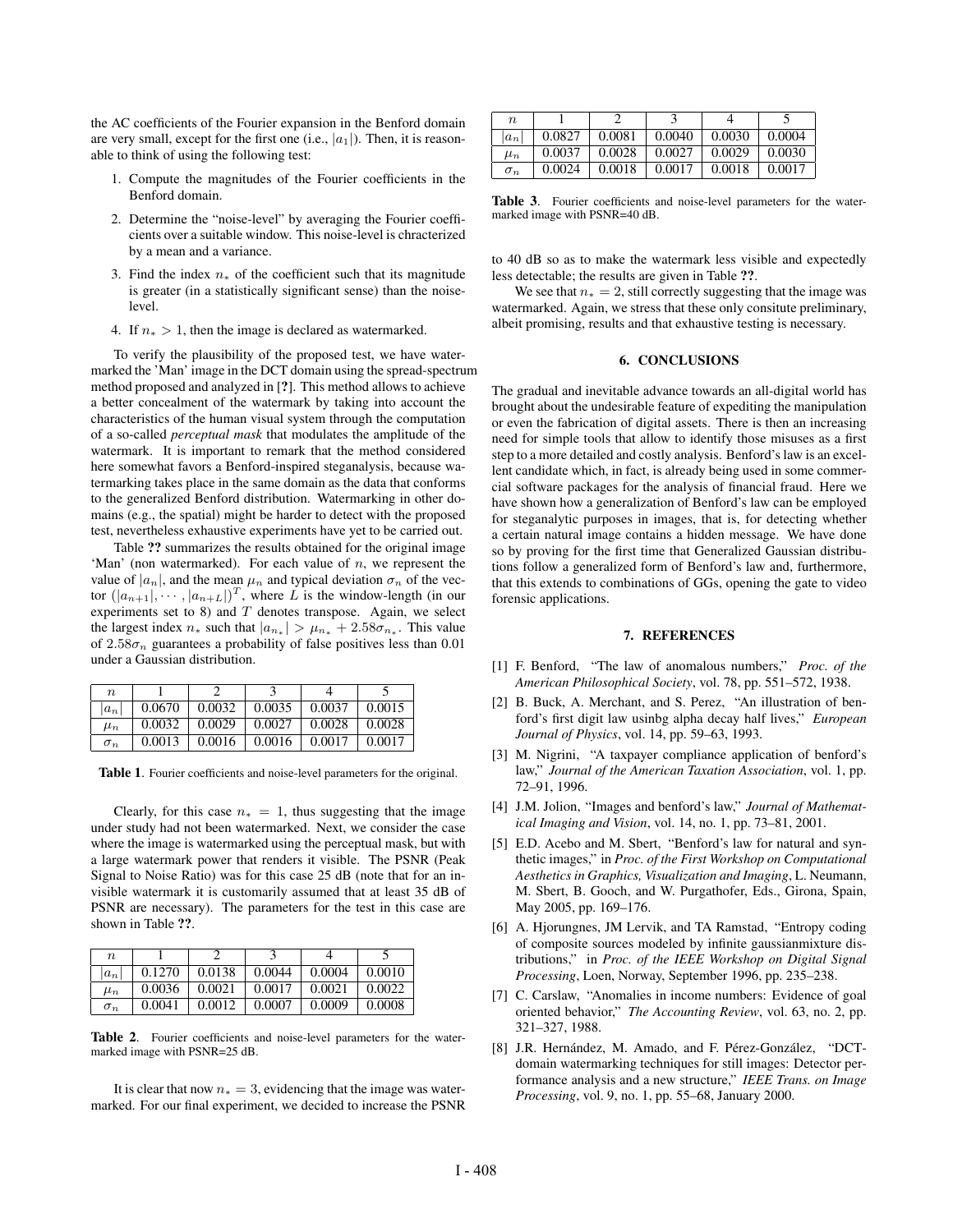the AC coefficients of the Fourier expansion in the Benford domain are very small, except for the first one (i.e., $|a_1|$). Then, it is reasonable to think of using the following test:

1. Compute the magnitudes of the Fourier coefficients in the Benford domain.
2. Determine the "noise-level" by averaging the Fourier coefficients over a suitable window. This noise-level is chracterized by a mean and a variance.
3. Find the index $n_*$ of the coefficient such that its magnitude is greater (in a statistically significant sense) than the noise-level.
4. If $n_* > 1$, then the image is declared as watermarked.

To verify the plausibility of the proposed test, we have watermarked the 'Man' image in the DCT domain using the spread-spectrum method proposed and analyzed in [?]. This method allows to achieve a better concealment of the watermark by taking into account the characteristics of the human visual system through the computation of a so-called *perceptual mask* that modulates the amplitude of the watermark. It is important to remark that the method considered here somewhat favors a Benford-inspired steganalysis, because watermarking takes place in the same domain as the data that conforms to the generalized Benford distribution. Watermarking in other domains (e.g., the spatial) might be harder to detect with the proposed test, nevertheless exhaustive experiments have yet to be carried out.

Table ?? summarizes the results obtained for the original image 'Man' (non watermarked). For each value of $n$, we represent the value of $|a_n|$, and the mean $\mu_n$ and typical deviation $\sigma_n$ of the vector $(|a_{n+1}|, \cdots, |a_{n+L}|)^T$, where $L$ is the window-length (in our experiments set to 8) and $T$ denotes transpose. Again, we select the largest index $n_*$ such that $|a_{n_*}| > \mu_{n_*} + 2.58\sigma_{n_*}$. This value of $2.58\sigma_n$ guarantees a probability of false positives less than 0.01 under a Gaussian distribution.

| $n$ | 1 | 2 | 3 | 4 | 5 |
|---|---|---|---|---|---|
| $\lvert a_n\rvert$ | 0.0670 | 0.0032 | 0.0035 | 0.0037 | 0.0015 |
| $\mu_n$ | 0.0032 | 0.0029 | 0.0027 | 0.0028 | 0.0028 |
| $\sigma_n$ | 0.0013 | 0.0016 | 0.0016 | 0.0017 | 0.0017 |

**Table 1**. Fourier coefficients and noise-level parameters for the original.

Clearly, for this case $n_* = 1$, thus suggesting that the image under study had not been watermarked. Next, we consider the case where the image is watermarked using the perceptual mask, but with a large watermark power that renders it visible. The PSNR (Peak Signal to Noise Ratio) was for this case 25 dB (note that for an invisible watermark it is customarily assumed that at least 35 dB of PSNR are necessary). The parameters for the test in this case are shown in Table ??.

| $n$ | 1 | 2 | 3 | 4 | 5 |
|---|---|---|---|---|---|
| $\lvert a_n\rvert$ | 0.1270 | 0.0138 | 0.0044 | 0.0004 | 0.0010 |
| $\mu_n$ | 0.0036 | 0.0021 | 0.0017 | 0.0021 | 0.0022 |
| $\sigma_n$ | 0.0041 | 0.0012 | 0.0007 | 0.0009 | 0.0008 |

**Table 2**. Fourier coefficients and noise-level parameters for the watermarked image with PSNR=25 dB.

It is clear that now $n_* = 3$, evidencing that the image was watermarked. For our final experiment, we decided to increase the PSNR to 40 dB so as to make the watermark less visible and expectedly less detectable; the results are given in Table ??.

| $n$ | 1 | 2 | 3 | 4 | 5 |
|---|---|---|---|---|---|
| $\lvert a_n\rvert$ | 0.0827 | 0.0081 | 0.0040 | 0.0030 | 0.0004 |
| $\mu_n$ | 0.0037 | 0.0028 | 0.0027 | 0.0029 | 0.0030 |
| $\sigma_n$ | 0.0024 | 0.0018 | 0.0017 | 0.0018 | 0.0017 |

**Table 3**. Fourier coefficients and noise-level parameters for the watermarked image with PSNR=40 dB.

We see that $n_* = 2$, still correctly suggesting that the image was watermarked. Again, we stress that these only consitute preliminary, albeit promising, results and that exhaustive testing is necessary.

## 6. CONCLUSIONS

The gradual and inevitable advance towards an all-digital world has brought about the undesirable feature of expediting the manipulation or even the fabrication of digital assets. There is then an increasing need for simple tools that allow to identify those misuses as a first step to a more detailed and costly analysis. Benford's law is an excellent candidate which, in fact, is already being used in some commercial software packages for the analysis of financial fraud. Here we have shown how a generalization of Benford's law can be employed for steganalytic purposes in images, that is, for detecting whether a certain natural image contains a hidden message. We have done so by proving for the first time that Generalized Gaussian distributions follow a generalized form of Benford's law and, furthermore, that this extends to combinations of GGs, opening the gate to video forensic applications.

## 7. REFERENCES

[1] F. Benford, "The law of anomalous numbers," *Proc. of the American Philosophical Society*, vol. 78, pp. 551–572, 1938.

[2] B. Buck, A. Merchant, and S. Perez, "An illustration of benford's first digit law usinbg alpha decay half lives," *European Journal of Physics*, vol. 14, pp. 59–63, 1993.

[3] M. Nigrini, "A taxpayer compliance application of benford's law," *Journal of the American Taxation Association*, vol. 1, pp. 72–91, 1996.

[4] J.M. Jolion, "Images and benford's law," *Journal of Mathematical Imaging and Vision*, vol. 14, no. 1, pp. 73–81, 2001.

[5] E.D. Acebo and M. Sbert, "Benford's law for natural and synthetic images," in *Proc. of the First Workshop on Computational Aesthetics in Graphics, Visualization and Imaging*, L. Neumann, M. Sbert, B. Gooch, and W. Purgathofer, Eds., Girona, Spain, May 2005, pp. 169–176.

[6] A. Hjorungnes, JM Lervik, and TA Ramstad, "Entropy coding of composite sources modeled by infinite gaussianmixture distributions," in *Proc. of the IEEE Workshop on Digital Signal Processing*, Loen, Norway, September 1996, pp. 235–238.

[7] C. Carslaw, "Anomalies in income numbers: Evidence of goal oriented behavior," *The Accounting Review*, vol. 63, no. 2, pp. 321–327, 1988.

[8] J.R. Hernández, M. Amado, and F. Pérez-González, "DCT-domain watermarking techniques for still images: Detector performance analysis and a new structure," *IEEE Trans. on Image Processing*, vol. 9, no. 1, pp. 55–68, January 2000.